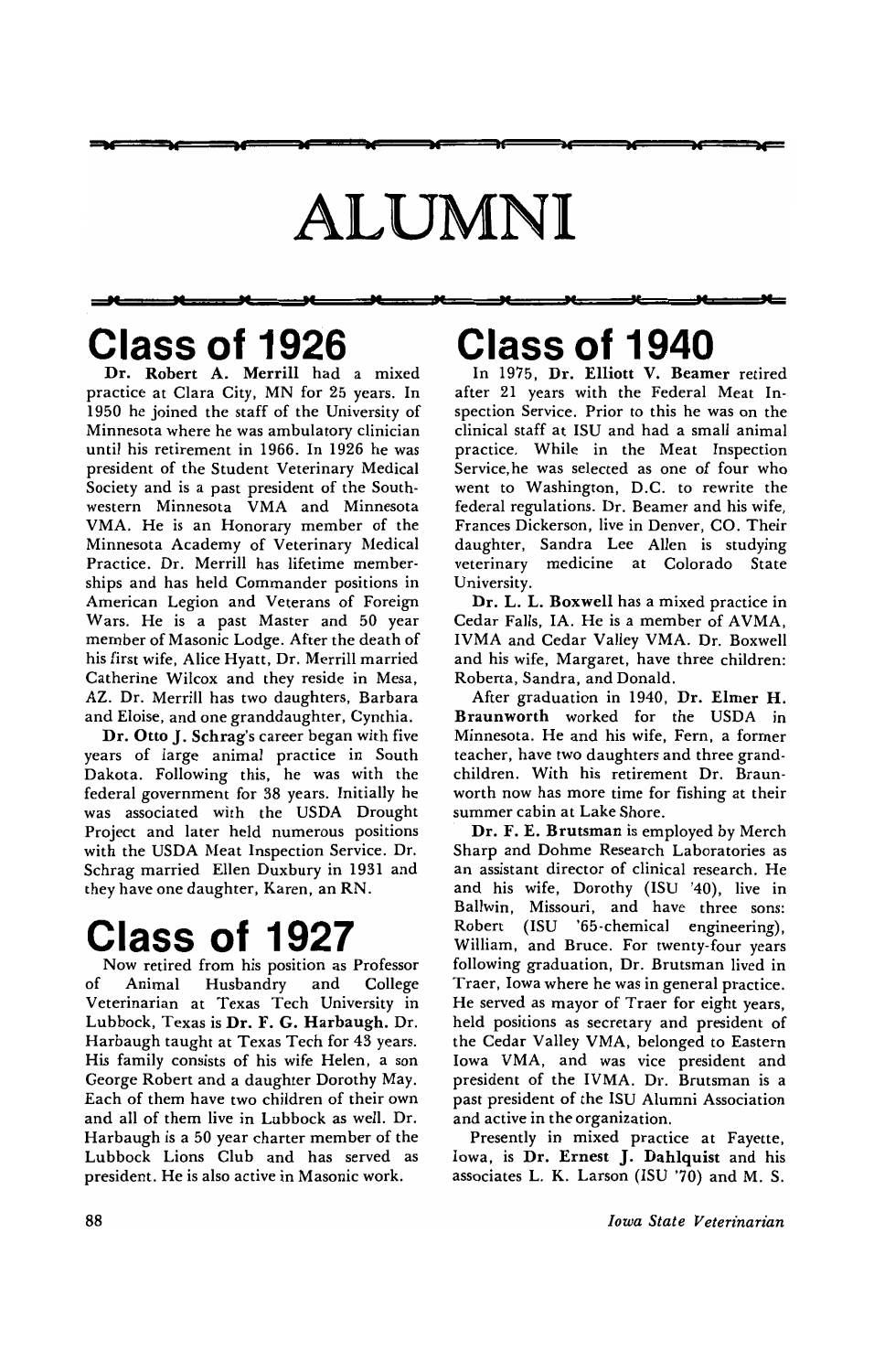# ALUMNI

## Class of 1926

**Dr. Robert A. Merrill** had a mixed practice at Clara City, MN for 25 years. In 1950 he joined the staff of the University of Minnesota where he was ambulatory clinician until his retirement in 1966. In 1926 he was president of the Student Veterinary Medical Society and is a past president of the Southwestern Minnesota VMA and Minnesota VMA. He is an Honorary member of the Minnesota Academy of Veterinary Medical Practice. Dr. Merrill has lifetime memberships and has held Commander positions in American Legion and Veterans of Foreign Wars. He is a past Master and 50 year member of Masonic Lodge. After the death of his first wife, Alice Hyatt, Dr. Merrill married Catherine Wilcox and they reside in Mesa, AZ. Dr. Merrill has two daughters, Barbara and Eloise, and one granddaughter, Cynthia.

**Dr. Otto J. Schrag's** career began with five years of large animal practice in South Dakota. Following this, he was with the federal government for 38 years. Initially he was associated with the USDA Drought Project and later held numerous positions with the USDA Meat Inspection Service. Dr. Schrag married Ellen Duxbury in 1931 and they have one daughter, Karen, an RN.

## Class of 1927

Now retired from his position as Professor of Animal Husbandry and College Veterinarian at Texas Tech University in Lubbock, Texas is **Dr. F. G. Harbaugh.** Dr. Harbaugh taught at Texas Tech for 43 years. His family consists of his wife Helen, a son George Robert and a daughter Dorothy May. Each of them have two children of their own and all of them live in Lubbock as well. Dr. Harbaugh is a 50 year charter member of the Lubbock Lions Club and has served as president. He is also active in Masonic work.

## Class of 1940

In 1975, **Dr. Elliott V. Beamer** retired after 21 years with the Federal Meat Inspection Service. Prior to this he was on the clinical staff at ISU and had a small animal practice. While in the Meat Inspection Service, he was selected as one of four who went to Washington, D.C. to rewrite the federal regulations. Dr. Beamer and his wife, Frances Dickerson, live in Denver, CO. Their daughter, Sandra Lee Allen is studying veterinary medicine at Colorado State University.

**Dr. L. L. Boxwell** has a mixed practice in Cedar Falls, IA. He is a member of AVMA, IVMA and Cedar Valley VMA. Dr. Boxwell and his wife, Margaret, have three children: Roberta, Sandra, and Donald.

After graduation in 1940, **Dr. Elmer H. Braunworth** worked for the USDA in Minnesota. He and his wife, Fern, a former teacher, have two daughters and three grandchildren. With his retirement Dr. Braunworth now has more time for fishing at their summer cabin at Lake Shore.

**Dr. F. E. Brutsman** is employed by Merch Sharp and Dohme Research Laboratories as an assistant director of clinical research. He and his wife, Dorothy (ISU '40), live in Ballwin, Missouri, and have three sons: Robert (ISU '65-chemical engineering), William, and Bruce. For twenty-four years following graduation, Dr. Brutsman lived in Traer, Iowa where he was in general practice. He served as mayor of Traer for eight years, held positions as secretary and president of the Cedar Valley VMA, belonged to Eastern Iowa VMA, and was vice president and president of the IVMA. Dr. Brutsman is a past president of the ISU Alumni Association and active in the organization.

Presently in mixed practice at Fayette, Iowa, is **Dr. Ernest J. Dahlquist** and his associates L. K. Larson (ISU '70) and M. S.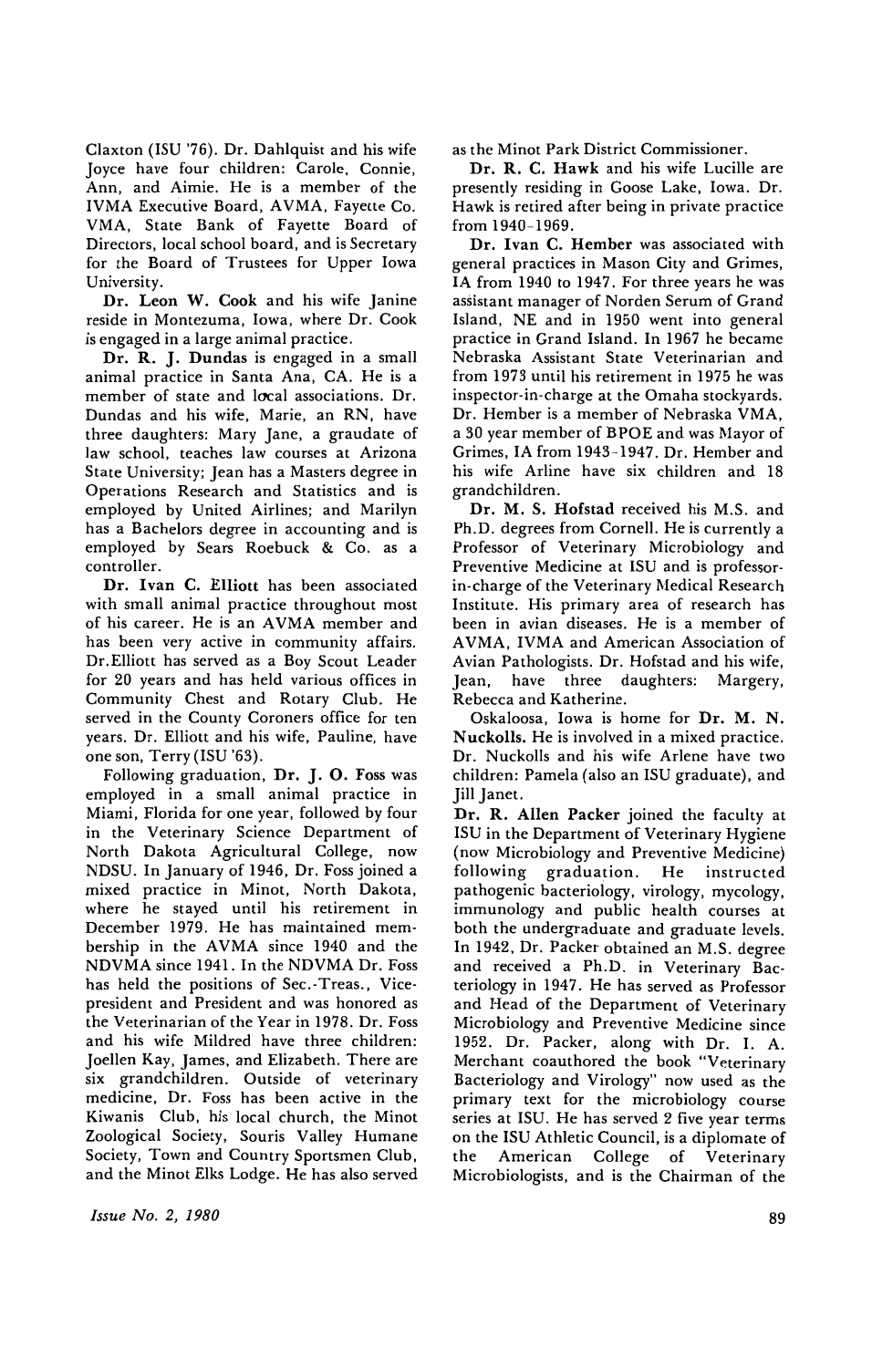Claxton (ISU '76). Dr. Dahlquist and his wife Joyce have four children: Carole, Connie, Ann, and Aimie. He is a member of the IVMA Executive Board, AVMA, Fayette Co. VMA, State Bank of Fayette Board of Directors, local school board, and is Secretary for the Board of Trustees for Upper Iowa University.

**Dr. Leon W. Cook** and his wife Janine reside in Montezuma, Iowa, where Dr. Cook is engaged in a large animal practice.

**Dr. R. J. Dundas** is engaged in a small animal practice in Santa Ana, CA. He is a member of state and local associations. Dr. Dundas and his wife, Marie, an RN, have three daughters: Mary Jane, a graudate of law school, teaches law courses at Arizona State University; Jean has a Masters degree in Operations Research and Statistics and is employed by United Airlines; and Marilyn has a Bachelors degree in accounting and is employed by Sears Roebuck & Co. as a controller.

**Dr. Ivan C. Elliott** has been associated with small animal practice throughout most of his career. He is an AVMA member and has been very active in community affairs. Dr.Elliott has served as a Boy Scout Leader for 20 years and has held various offices in Community Chest and Rotary Club. He served in the County Coroners office for ten years. Dr. Elliott and his wife, Pauline, have one son, Terry (ISU '63).

Following graduation, **Dr. J. O. Foss** was employed in a small animal practice in Miami, Florida for one year, followed by four in the Veterinary Science Department of North Dakota Agricultural College, now NDSU. In January of 1946, Dr. Foss joined a mixed practice in Minot, North Dakota, where he stayed until his retirement in December 1979. He has maintained membership in the AVMA since 1940 and the NDVMA since 1941. In the NDVMA Dr. Foss has held the positions of Sec.-Treas., Vice-president and President and was honored as the Veterinarian of the Year in 1978. Dr. Foss and his wife Mildred have three children: Joellen Kay, James, and Elizabeth. There are six grandchildren. Outside of veterinary medicine, Dr. Foss has been active in the Kiwanis Club, his local church, the Minot Zoological Society, Souris Valley Humane Society, Town and Country Sportsmen Club, and the Minot Elks Lodge. He has also served as the Minot Park District Commissioner.

**Dr. R. C. Hawk** and his wife Lucille are presently residing in Goose Lake, Iowa. Dr. Hawk is retired after being in private practice from 1940-1969.

**Dr. Ivan C. Hember** was associated with general practices in Mason City and Grimes, IA from 1940 to 1947. For three years he was assistant manager of Norden Serum of Grand Island, NE and in 1950 went into general practice in Grand Island. In 1967 he became Nebraska Assistant State Veterinarian and from 1973 until his retirement in 1975 he was inspector-in-charge at the Omaha stockyards. Dr. Hember is a member of Nebraska VMA, a 30 year member of BPOE and was Mayor of Grimes, IA from 1943-1947. Dr. Hember and his wife Arline have six children and 18 grandchildren.

**Dr. M. S. Hofstad** received his M.S. and Ph.D. degrees from Cornell. He is currently a Professor of Veterinary Microbiology and Preventive Medicine at ISU and is professor-in-charge of the Veterinary Medical Research Institute. His primary area of research has been in avian diseases. He is a member of AVMA, IVMA and American Association of Avian Pathologists. Dr. Hofstad and his wife, Jean, have three daughters: Margery, Rebecca and Katherine.

Oskaloosa, Iowa is home for **Dr. M. N. Nuckolls.** He is involved in a mixed practice. Dr. Nuckolls and his wife Arlene have two children: Pamela (also an ISU graduate), and Jill Janet.

**Dr. R. Allen Packer** joined the faculty at ISU in the Department of Veterinary Hygiene (now Microbiology and Preventive Medicine) following graduation. He instructed pathogenic bacteriology, virology, mycology, immunology and public health courses at both the undergraduate and graduate levels. In 1942, Dr. Packer obtained an M.S. degree and received a Ph.D. in Veterinary Bacteriology in 1947. He has served as Professor and Head of the Department of Veterinary Microbiology and Preventive Medicine since 1952. Dr. Packer, along with Dr. I. A. Merchant coauthored the book "Veterinary Bacteriology and Virology" now used as the primary text for the microbiology course series at ISU. He has served 2 five year terms on the ISU Athletic Council, is a diplomate of the American College of Veterinary Microbiologists, and is the Chairman of the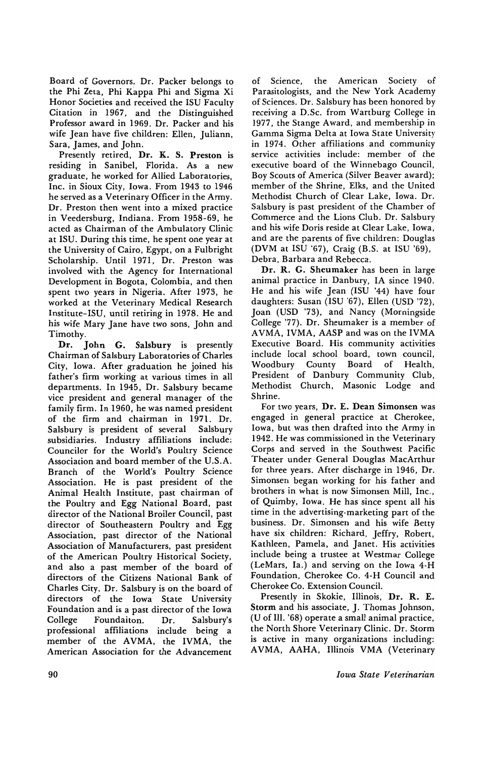Board of Governors. Dr. Packer belongs to the Phi Zeta, Phi Kappa Phi and Sigma Xi Honor Societies and received the ISU Faculty Citation in 1967, and the Distinguished Professor award in 1969. Dr. Packer and his wife Jean have five children: Ellen, Juliann, Sara, James, and John.

Presently retired, **Dr. K. S. Preston** is residing in Sanibel, Florida. As a new graduate, he worked for Allied Laboratories, Inc. in Sioux City, Iowa. From 1943 to 1946 he served as a Veterinary Officer in the Army. Dr. Preston then went into a mixed practice in Veedersburg, Indiana. From 1958-69, he acted as Chairman of the Ambulatory Clinic at ISU. During this time, he spent one year at the University of Cairo, Egypt, on a Fulbright Scholarship. Until 1971, Dr. Preston was involved with the Agency for International Development in Bogota, Colombia, and then spent two years in Nigeria. After 1973, he worked at the Veterinary Medical Research Institute-ISU, until retiring in 1978. He and his wife Mary Jane have two sons, John and Timothy.

**Dr. John G. Salsbury** is presently Chairman of Salsbury Laboratories of Charles City, Iowa. After graduation he joined his father's firm working at various times in all departments. In 1945, Dr. Salsbury became vice president and general manager of the family firm. In 1960, he was named president of the firm and chairman in 1971. Dr. Salsbury is president of several Salsbury subsidiaries. Industry affiliations include: Councilor for the World's Poultry Science Association and board member of the U.S.A. Branch of the World's Poultry Science Association. He is past president of the Animal Health Institute, past chairman of the Poultry and Egg National Board, past director of the National Broiler Council, past director of Southeastern Poultry and Egg Association, past director of the National Association of Manufacturers, past president of the American Poultry Historical Society, and also a past member of the board of directors of the Citizens National Bank of Charles City. Dr. Salsbury is on the board of directors of the Iowa State University Foundation and is a past director of the Iowa College Foundaiton. Dr. Salsbury's professional affiliations include being a member of the AVMA, the IVMA, the American Association for the Advancement of Science, the American Society of Parasitologists, and the New York Academy of Sciences. Dr. Salsbury has been honored by receiving a D.Sc. from Wartburg College in 1977, the Stange Award, and membership in Gamma Sigma Delta at Iowa State University in 1974. Other affiliations and community service activities include: member of the executive board of the Winnebago Council, Boy Scouts of America (Silver Beaver award); member of the Shrine, Elks, and the United Methodist Church of Clear Lake, Iowa. Dr. Salsbury is past president of the Chamber of Commerce and the Lions Club. Dr. Salsbury and his wife Doris reside at Clear Lake, Iowa, and are the parents of five children: Douglas (DVM at ISU '67), Craig (B.S. at ISU '69), Debra, Barbara and Rebecca.

**Dr. R. G. Sheumaker** has been in large animal practice in Danbury, IA since 1940. He and his wife Jean (ISU '44) have four daughters: Susan (ISU '67), Ellen (USD '72), Joan (USD '73), and Nancy (Morningside College '77). Dr. Sheumaker is a member of AVMA, IVMA, AASP and was on the IVMA Executive Board. His community activities include local school board, town council, Woodbury County Board of Health, President of Danbury Community Club, Methodist Church, Masonic Lodge and Shrine.

For two years, **Dr. E. Dean Simonsen** was engaged in general practice at Cherokee, Iowa, but was then drafted into the Army in 1942. He was commissioned in the Veterinary Corps and served in the Southwest Pacific Theater under General Douglas MacArthur for three years. After discharge in 1946, Dr. Simonsen began working for his father and brothers in what is now Simonsen Mill, Inc., of Quimby, Iowa. He has since spent all his time in the advertising-marketing part of the business. Dr. Simonsen and his wife Betty have six children: Richard, Jeffry, Robert, Kathleen, Pamela, and Janet. His activities include being a trustee at Westmar College (LeMars, Ia.) and serving on the Iowa 4-H Foundation, Cherokee Co. 4-H Council and Cherokee Co. Extension Council.

Presently in Skokie, Illinois, **Dr. R. E. Storm** and his associate, J. Thomas Johnson, (U of Ill. '68) operate a small animal practice, the North Shore Veterinary Clinic. Dr. Storm is active in many organizations including: AVMA, AAHA, Illinois VMA (Veterinary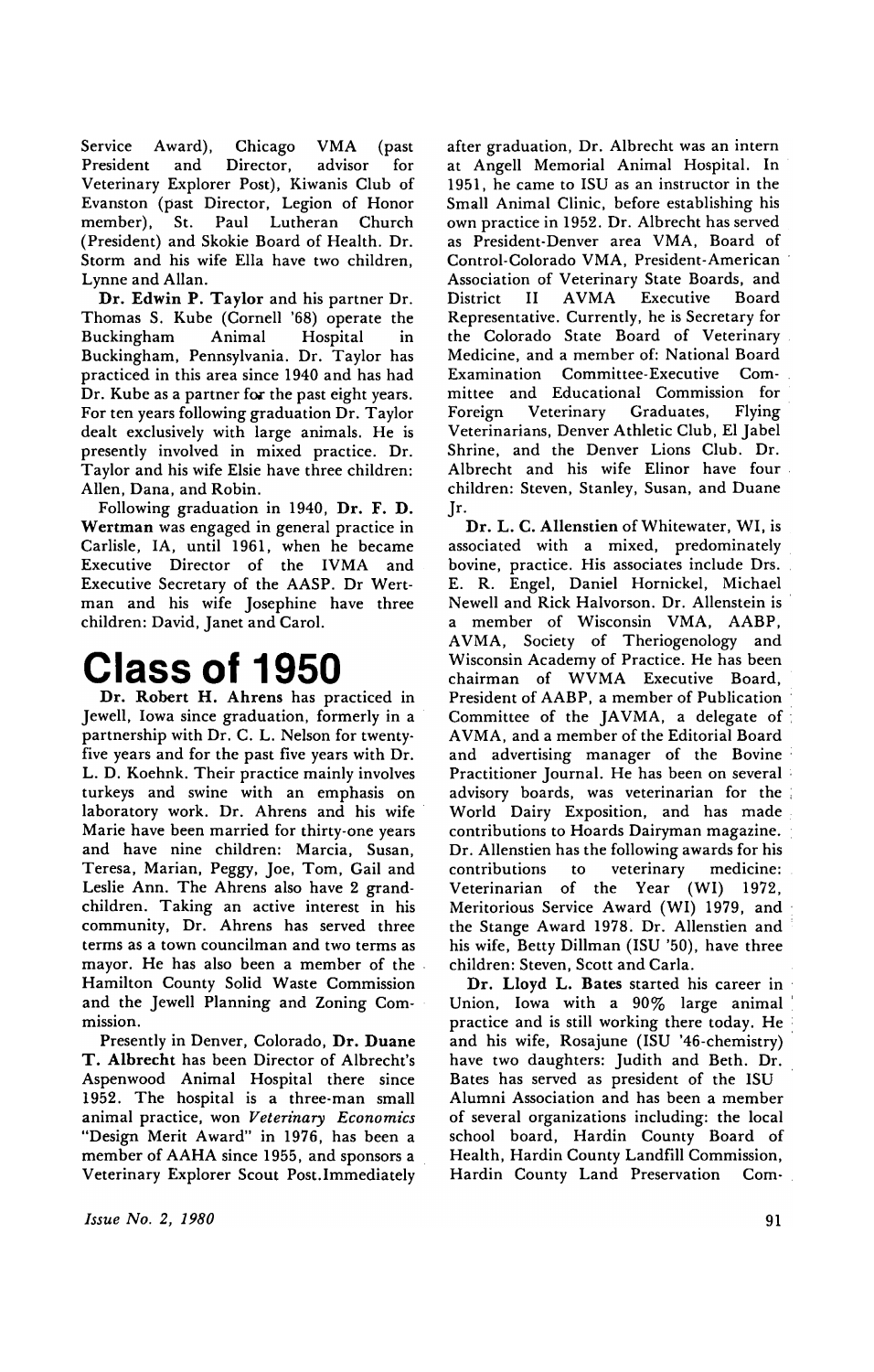Service Award), Chicago VMA (past President and Director, advisor for Veterinary Explorer Post), Kiwanis Club of Evanston (past Director, Legion of Honor member), St. Paul Lutheran Church (President) and Skokie Board of Health. Dr. Storm and his wife Ella have two children, Lynne and Allan.

**Dr. Edwin P. Taylor** and his partner Dr. Thomas S. Kube (Cornell '68) operate the Buckingham Animal Hospital in Buckingham, Pennsylvania. Dr. Taylor has practiced in this area since 1940 and has had Dr. Kube as a partner for the past eight years. For ten years following graduation Dr. Taylor dealt exclusively with large animals. He is presently involved in mixed practice. Dr. Taylor and his wife Elsie have three children: Allen, Dana, and Robin.

Following graduation in 1940, **Dr. F. D. Wertman** was engaged in general practice in Carlisle, IA, until 1961, when he became Executive Director of the IVMA and Executive Secretary of the AASP. Dr Wertman and his wife Josephine have three children: David, Janet and Carol.

# Class of 1950

**Dr. Robert H. Ahrens** has practiced in Jewell, Iowa since graduation, formerly in a partnership with Dr. C. L. Nelson for twenty-five years and for the past five years with Dr. L. D. Koehnk. Their practice mainly involves turkeys and swine with an emphasis on laboratory work. Dr. Ahrens and his wife Marie have been married for thirty-one years and have nine children: Marcia, Susan, Teresa, Marian, Peggy, Joe, Tom, Gail and Leslie Ann. The Ahrens also have 2 grandchildren. Taking an active interest in his community, Dr. Ahrens has served three terms as a town councilman and two terms as mayor. He has also been a member of the Hamilton County Solid Waste Commission and the Jewell Planning and Zoning Commission.

Presently in Denver, Colorado, **Dr. Duane T. Albrecht** has been Director of Albrecht's Aspenwood Animal Hospital there since 1952. The hospital is a three-man small animal practice, won *Veterinary Economics* "Design Merit Award" in 1976, has been a member of AAHA since 1955, and sponsors a Veterinary Explorer Scout Post. Immediately after graduation, Dr. Albrecht was an intern at Angell Memorial Animal Hospital. In 1951, he came to ISU as an instructor in the Small Animal Clinic, before establishing his own practice in 1952. Dr. Albrecht has served as President-Denver area VMA, Board of Control-Colorado VMA, President-American Association of Veterinary State Boards, and District II AVMA Executive Board Representative. Currently, he is Secretary for the Colorado State Board of Veterinary Medicine, and a member of: National Board Examination Committee-Executive Committee and Educational Commission for Foreign Veterinary Graduates, Flying Veterinarians, Denver Athletic Club, El Jabel Shrine, and the Denver Lions Club. Dr. Albrecht and his wife Elinor have four children: Steven, Stanley, Susan, and Duane Jr.

**Dr. L. C. Allenstien** of Whitewater, WI, is associated with a mixed, predominately bovine, practice. His associates include Drs. E. R. Engel, Daniel Hornickel, Michael Newell and Rick Halvorson. Dr. Allenstein is a member of Wisconsin VMA, AABP, AVMA, Society of Theriogenology and Wisconsin Academy of Practice. He has been chairman of WVMA Executive Board, President of AABP, a member of Publication Committee of the JAVMA, a delegate of AVMA, and a member of the Editorial Board and advertising manager of the Bovine Practitioner Journal. He has been on several advisory boards, was veterinarian for the World Dairy Exposition, and has made contributions to Hoards Dairyman magazine. Dr. Allenstien has the following awards for his contributions to veterinary medicine: Veterinarian of the Year (WI) 1972, Meritorious Service Award (WI) 1979, and the Stange Award 1978. Dr. Allenstien and his wife, Betty Dillman (ISU '50), have three children: Steven, Scott and Carla.

**Dr. Lloyd L. Bates** started his career in Union, Iowa with a 90% large animal practice and is still working there today. He and his wife, Rosajune (ISU '46-chemistry) have two daughters: Judith and Beth. Dr. Bates has served as president of the ISU Alumni Association and has been a member of several organizations including: the local school board, Hardin County Board of Health, Hardin County Landfill Commission, Hardin County Land Preservation Com-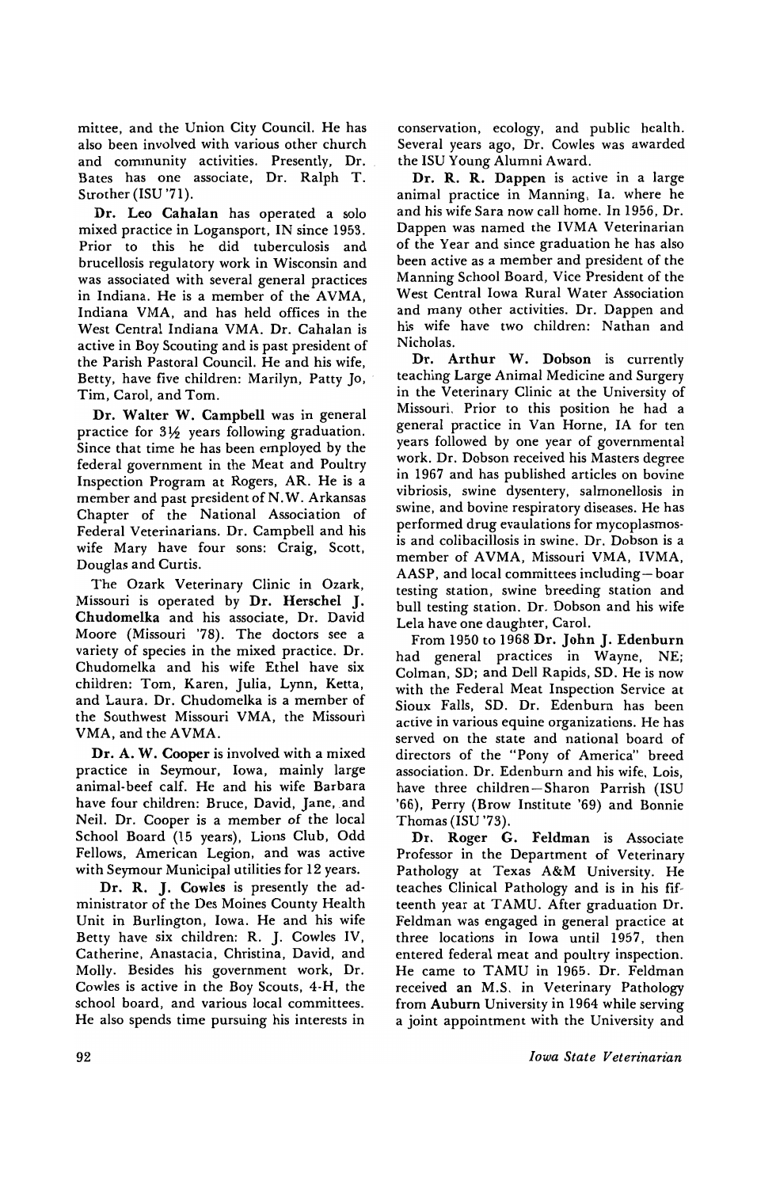mittee, and the Union City Council. He has also been involved with various other church and community activities. Presently, Dr. Bates has one associate, Dr. Ralph T. Strother (ISU '71).

**Dr. Leo Cahalan** has operated a solo mixed practice in Logansport, IN since 1953. Prior to this he did tuberculosis and brucellosis regulatory work in Wisconsin and was associated with several general practices in Indiana. He is a member of the AVMA, Indiana VMA, and has held offices in the West Central Indiana VMA. Dr. Cahalan is active in Boy Scouting and is past president of the Parish Pastoral Council. He and his wife, Betty, have five children: Marilyn, Patty Jo, Tim, Carol, and Tom.

**Dr. Walter W. Campbell** was in general practice for 3½ years following graduation. Since that time he has been employed by the federal government in the Meat and Poultry Inspection Program at Rogers, AR. He is a member and past president of N.W. Arkansas Chapter of the National Association of Federal Veterinarians. Dr. Campbell and his wife Mary have four sons: Craig, Scott, Douglas and Curtis.

The Ozark Veterinary Clinic in Ozark, Missouri is operated by **Dr. Herschel J. Chudomelka** and his associate, Dr. David Moore (Missouri '78). The doctors see a variety of species in the mixed practice. Dr. Chudomelka and his wife Ethel have six children: Tom, Karen, Julia, Lynn, Ketta, and Laura. Dr. Chudomelka is a member of the Southwest Missouri VMA, the Missouri VMA, and the AVMA.

**Dr. A. W. Cooper** is involved with a mixed practice in Seymour, Iowa, mainly large animal-beef calf. He and his wife Barbara have four children: Bruce, David, Jane, and Neil. Dr. Cooper is a member of the local School Board (15 years), Lions Club, Odd Fellows, American Legion, and was active with Seymour Municipal utilities for 12 years.

**Dr. R. J. Cowles** is presently the administrator of the Des Moines County Health Unit in Burlington, Iowa. He and his wife Betty have six children: R. J. Cowles IV, Catherine, Anastacia, Christina, David, and Molly. Besides his government work, Dr. Cowles is active in the Boy Scouts, 4-H, the school board, and various local committees. He also spends time pursuing his interests in conservation, ecology, and public health. Several years ago, Dr. Cowles was awarded the ISU Young Alumni Award.

**Dr. R. R. Dappen** is active in a large animal practice in Manning, Ia. where he and his wife Sara now call home. In 1956, Dr. Dappen was named the IVMA Veterinarian of the Year and since graduation he has also been active as a member and president of the Manning School Board, Vice President of the West Central Iowa Rural Water Association and many other activities. Dr. Dappen and his wife have two children: Nathan and Nicholas.

**Dr. Arthur W. Dobson** is currently teaching Large Animal Medicine and Surgery in the Veterinary Clinic at the University of Missouri. Prior to this position he had a general practice in Van Horne, IA for ten years followed by one year of governmental work. Dr. Dobson received his Masters degree in 1967 and has published articles on bovine vibriosis, swine dysentery, salmonellosis in swine, and bovine respiratory diseases. He has performed drug evaulations for mycoplasmosis and colibacillosis in swine. Dr. Dobson is a member of AVMA, Missouri VMA, IVMA, AASP, and local committees including—boar testing station, swine breeding station and bull testing station. Dr. Dobson and his wife Lela have one daughter, Carol.

From 1950 to 1968 **Dr. John J. Edenburn** had general practices in Wayne, NE; Colman, SD; and Dell Rapids, SD. He is now with the Federal Meat Inspection Service at Sioux Falls, SD. Dr. Edenburn has been active in various equine organizations. He has served on the state and national board of directors of the "Pony of America" breed association. Dr. Edenburn and his wife, Lois, have three children—Sharon Parrish (ISU '66), Perry (Brow Institute '69) and Bonnie Thomas (ISU '73).

**Dr. Roger G. Feldman** is Associate Professor in the Department of Veterinary Pathology at Texas A&M University. He teaches Clinical Pathology and is in his fifteenth year at TAMU. After graduation Dr. Feldman was engaged in general practice at three locations in Iowa until 1957, then entered federal meat and poultry inspection. He came to TAMU in 1965. Dr. Feldman received an M.S. in Veterinary Pathology from Auburn University in 1964 while serving a joint appointment with the University and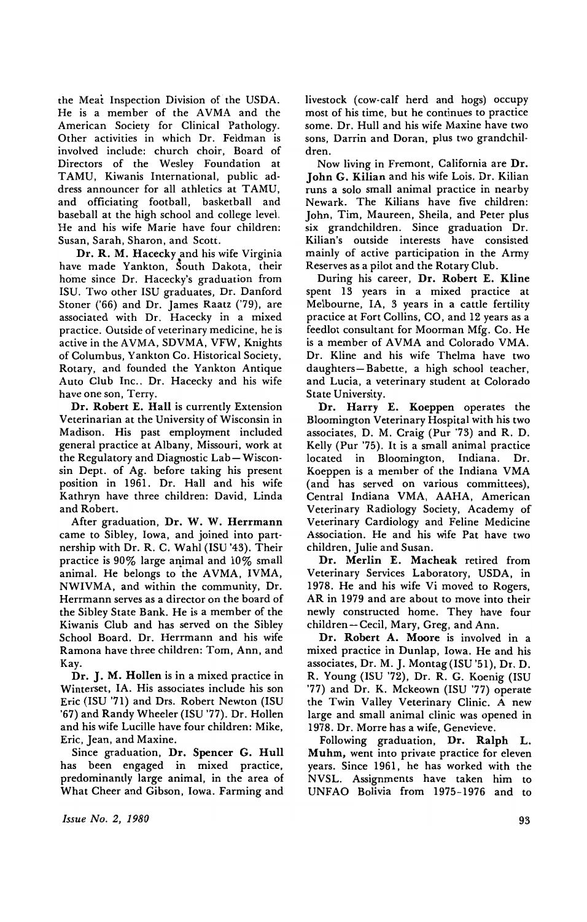the Meat Inspection Division of the USDA. He is a member of the AVMA and the American Society for Clinical Pathology. Other activities in which Dr. Feldman is involved include: church choir, Board of Directors of the Wesley Foundation at TAMU, Kiwanis International, public address announcer for all athletics at TAMU, and officiating football, basketball and baseball at the high school and college level. He and his wife Marie have four children: Susan, Sarah, Sharon, and Scott.

**Dr. R. M. Hacecky** and his wife Virginia have made Yankton, South Dakota, their home since Dr. Hacecky's graduation from ISU. Two other ISU graduates, Dr. Danford Stoner ('66) and Dr. James Raatz ('79), are associated with Dr. Hacecky in a mixed practice. Outside of veterinary medicine, he is active in the AVMA, SDVMA, VFW, Knights of Columbus, Yankton Co. Historical Society, Rotary, and founded the Yankton Antique Auto Club Inc.. Dr. Hacecky and his wife have one son, Terry.

**Dr. Robert E. Hall** is currently Extension Veterinarian at the University of Wisconsin in Madison. His past employment included general practice at Albany, Missouri, work at the Regulatory and Diagnostic Lab—Wisconsin Dept. of Ag. before taking his present position in 1961. Dr. Hall and his wife Kathryn have three children: David, Linda and Robert.

After graduation, **Dr. W. W. Herrmann** came to Sibley, Iowa, and joined into partnership with Dr. R. C. Wahl (ISU '43). Their practice is 90% large animal and 10% small animal. He belongs to the AVMA, IVMA, NWIVMA, and within the community, Dr. Herrmann serves as a director on the board of the Sibley State Bank. He is a member of the Kiwanis Club and has served on the Sibley School Board. Dr. Herrmann and his wife Ramona have three children: Tom, Ann, and Kay.

**Dr. J. M. Hollen** is in a mixed practice in Winterset, IA. His associates include his son Eric (ISU '71) and Drs. Robert Newton (ISU '67) and Randy Wheeler (ISU '77). Dr. Hollen and his wife Lucille have four children: Mike, Eric, Jean, and Maxine.

Since graduation, **Dr. Spencer G. Hull** has been engaged in mixed practice, predominantly large animal, in the area of What Cheer and Gibson, Iowa. Farming and livestock (cow-calf herd and hogs) occupy most of his time, but he continues to practice some. Dr. Hull and his wife Maxine have two sons, Darrin and Doran, plus two grandchildren.

Now living in Fremont, California are **Dr. John G. Kilian** and his wife Lois. Dr. Kilian runs a solo small animal practice in nearby Newark. The Kilians have five children: John, Tim, Maureen, Sheila, and Peter plus six grandchildren. Since graduation Dr. Kilian's outside interests have consisted mainly of active participation in the Army Reserves as a pilot and the Rotary Club.

During his career, **Dr. Robert E. Kline** spent 13 years in a mixed practice at Melbourne, IA, 3 years in a cattle fertility practice at Fort Collins, CO, and 12 years as a feedlot consultant for Moorman Mfg. Co. He is a member of AVMA and Colorado VMA. Dr. Kline and his wife Thelma have two daughters—Babette, a high school teacher, and Lucia, a veterinary student at Colorado State University.

**Dr. Harry E. Koeppen** operates the Bloomington Veterinary Hospital with his two associates, D. M. Craig (Pur '73) and R. D. Kelly (Pur '75). It is a small animal practice located in Bloomington, Indiana. Dr. Koeppen is a member of the Indiana VMA (and has served on various committees), Central Indiana VMA, AAHA, American Veterinary Radiology Society, Academy of Veterinary Cardiology and Feline Medicine Association. He and his wife Pat have two children, Julie and Susan.

**Dr. Merlin E. Macheak** retired from Veterinary Services Laboratory, USDA, in 1978. He and his wife Vi moved to Rogers, AR in 1979 and are about to move into their newly constructed home. They have four children—Cecil, Mary, Greg, and Ann.

**Dr. Robert A. Moore** is involved in a mixed practice in Dunlap, Iowa. He and his associates, Dr. M. J. Montag (ISU '51), Dr. D. R. Young (ISU '72), Dr. R. G. Koenig (ISU '77) and Dr. K. Mckeown (ISU '77) operate the Twin Valley Veterinary Clinic. A new large and small animal clinic was opened in 1978. Dr. Morre has a wife, Genevieve.

Following graduation, **Dr. Ralph L. Muhm,** went into private practice for eleven years. Since 1961, he has worked with the NVSL. Assignments have taken him to UNFAO Bolivia from 1975-1976 and to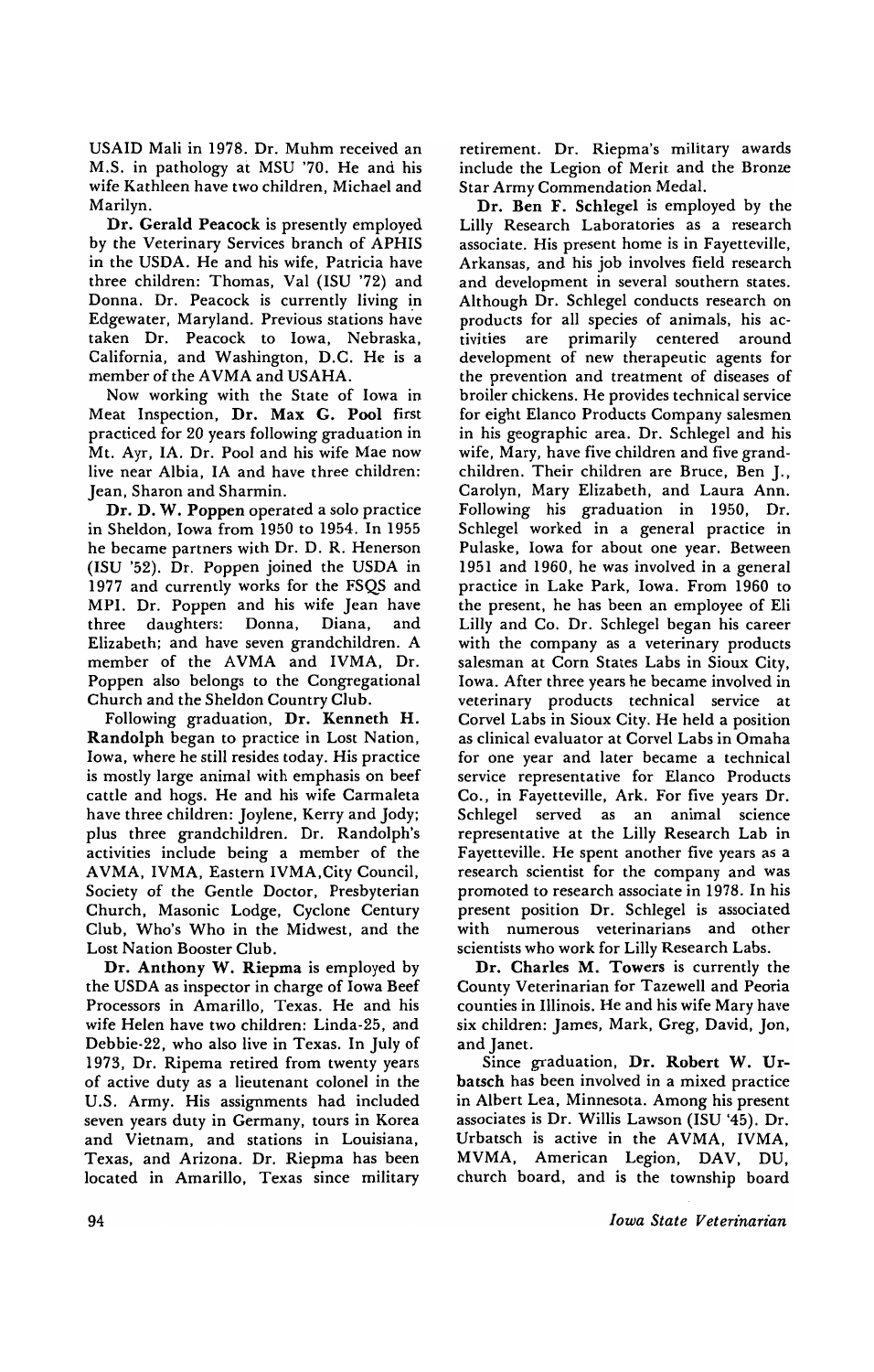USAID Mali in 1978. Dr. Muhm received an M.S. in pathology at MSU '70. He and his wife Kathleen have two children, Michael and Marilyn.

**Dr. Gerald Peacock** is presently employed by the Veterinary Services branch of APHIS in the USDA. He and his wife, Patricia have three children: Thomas, Val (ISU '72) and Donna. Dr. Peacock is currently living in Edgewater, Maryland. Previous stations have taken Dr. Peacock to Iowa, Nebraska, California, and Washington, D.C. He is a member of the AVMA and USAHA.

Now working with the State of Iowa in Meat Inspection, **Dr. Max G. Pool** first practiced for 20 years following graduation in Mt. Ayr, IA. Dr. Pool and his wife Mae now live near Albia, IA and have three children: Jean, Sharon and Sharmin.

**Dr. D. W. Poppen** operated a solo practice in Sheldon, Iowa from 1950 to 1954. In 1955 he became partners with Dr. D. R. Henerson (ISU '52). Dr. Poppen joined the USDA in 1977 and currently works for the FSQS and MPI. Dr. Poppen and his wife Jean have three daughters: Donna, Diana, and Elizabeth; and have seven grandchildren. A member of the AVMA and IVMA, Dr. Poppen also belongs to the Congregational Church and the Sheldon Country Club.

Following graduation, **Dr. Kenneth H. Randolph** began to practice in Lost Nation, Iowa, where he still resides today. His practice is mostly large animal with emphasis on beef cattle and hogs. He and his wife Carmaleta have three children: Joylene, Kerry and Jody; plus three grandchildren. Dr. Randolph's activities include being a member of the AVMA, IVMA, Eastern IVMA, City Council, Society of the Gentle Doctor, Presbyterian Church, Masonic Lodge, Cyclone Century Club, Who's Who in the Midwest, and the Lost Nation Booster Club.

**Dr. Anthony W. Riepma** is employed by the USDA as inspector in charge of Iowa Beef Processors in Amarillo, Texas. He and his wife Helen have two children: Linda-25, and Debbie-22, who also live in Texas. In July of 1973, Dr. Ripema retired from twenty years of active duty as a lieutenant colonel in the U.S. Army. His assignments had included seven years duty in Germany, tours in Korea and Vietnam, and stations in Louisiana, Texas, and Arizona. Dr. Riepma has been located in Amarillo, Texas since military retirement. Dr. Riepma's military awards include the Legion of Merit and the Bronze Star Army Commendation Medal.

**Dr. Ben F. Schlegel** is employed by the Lilly Research Laboratories as a research associate. His present home is in Fayetteville, Arkansas, and his job involves field research and development in several southern states. Although Dr. Schlegel conducts research on products for all species of animals, his activities are primarily centered around development of new therapeutic agents for the prevention and treatment of diseases of broiler chickens. He provides technical service for eight Elanco Products Company salesmen in his geographic area. Dr. Schlegel and his wife, Mary, have five children and five grandchildren. Their children are Bruce, Ben J., Carolyn, Mary Elizabeth, and Laura Ann. Following his graduation in 1950, Dr. Schlegel worked in a general practice in Pulaske, Iowa for about one year. Between 1951 and 1960, he was involved in a general practice in Lake Park, Iowa. From 1960 to the present, he has been an employee of Eli Lilly and Co. Dr. Schlegel began his career with the company as a veterinary products salesman at Corn States Labs in Sioux City, Iowa. After three years he became involved in veterinary products technical service at Corvel Labs in Sioux City. He held a position as clinical evaluator at Corvel Labs in Omaha for one year and later became a technical service representative for Elanco Products Co., in Fayetteville, Ark. For five years Dr. Schlegel served as an animal science representative at the Lilly Research Lab in Fayetteville. He spent another five years as a research scientist for the company and was promoted to research associate in 1978. In his present position Dr. Schlegel is associated with numerous veterinarians and other scientists who work for Lilly Research Labs.

**Dr. Charles M. Towers** is currently the County Veterinarian for Tazewell and Peoria counties in Illinois. He and his wife Mary have six children: James, Mark, Greg, David, Jon, and Janet.

Since graduation, **Dr. Robert W. Urbatsch** has been involved in a mixed practice in Albert Lea, Minnesota. Among his present associates is Dr. Willis Lawson (ISU '45). Dr. Urbatsch is active in the AVMA, IVMA, MVMA, American Legion, DAV, DU, church board, and is the township board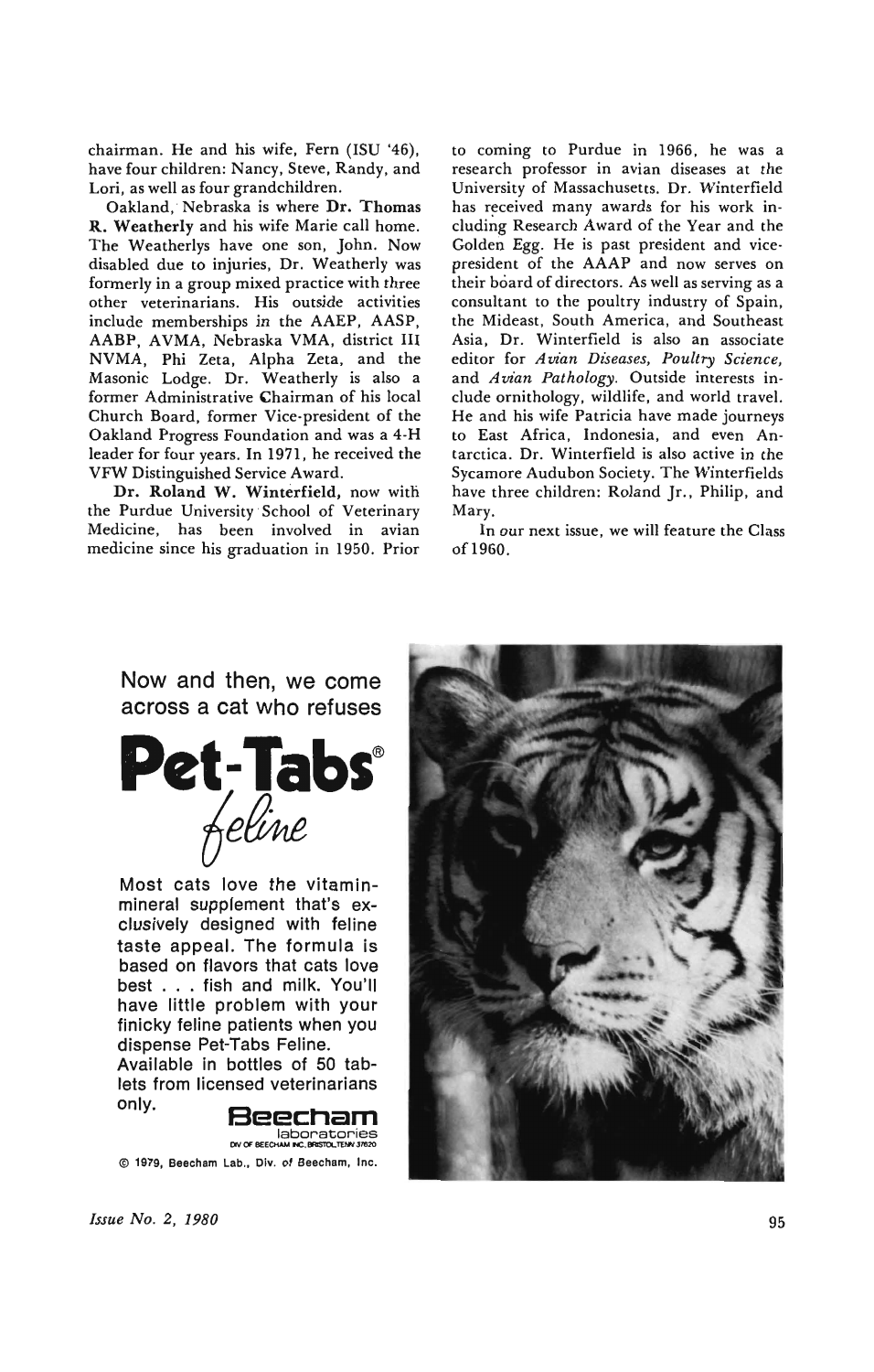chairman. He and his wife, Fern (ISU '46), have four children: Nancy, Steve, Randy, and Lori, as well as four grandchildren.

Oakland, Nebraska is where **Dr. Thomas R. Weatherly** and his wife Marie call home. The Weatherlys have one son, John. Now disabled due to injuries, Dr. Weatherly was formerly in a group mixed practice with three other veterinarians. His outside activities include memberships in the AAEP, AASP, AABP, AVMA, Nebraska VMA, district III NVMA, Phi Zeta, Alpha Zeta, and the Masonic Lodge. Dr. Weatherly is also a former Administrative Chairman of his local Church Board, former Vice-president of the Oakland Progress Foundation and was a 4-H leader for four years. In 1971, he received the VFW Distinguished Service Award.

**Dr. Roland W. Winterfield,** now with the Purdue University School of Veterinary Medicine, has been involved in avian medicine since his graduation in 1950. Prior to coming to Purdue in 1966, he was a research professor in avian diseases at the University of Massachusetts. Dr. Winterfield has received many awards for his work including Research Award of the Year and the Golden Egg. He is past president and vice-president of the AAAP and now serves on their board of directors. As well as serving as a consultant to the poultry industry of Spain, the Mideast, South America, and Southeast Asia, Dr. Winterfield is also an associate editor for *Avian Diseases, Poultry Science,* and *Avian Pathology.* Outside interests include ornithology, wildlife, and world travel. He and his wife Patricia have made journeys to East Africa, Indonesia, and even Antarctica. Dr. Winterfield is also active in the Sycamore Audubon Society. The Winterfields have three children: Roland Jr., Philip, and Mary.

In our next issue, we will feature the Class of 1960.

Now and then, we come across a cat who refuses

**Pet-Tabs®** *feline*

Most cats love the vitamin-mineral supplement that's exclusively designed with feline taste appeal. The formula is based on flavors that cats love best . . . fish and milk. You'll have little problem with your finicky feline patients when you dispense Pet-Tabs Feline.

Available in bottles of 50 tablets from licensed veterinarians only.

**Beecham** laboratories
DIV OF BEECHAM INC. BRISTOL, TENN 37620

© 1979, Beecham Lab., Div. of Beecham, Inc.